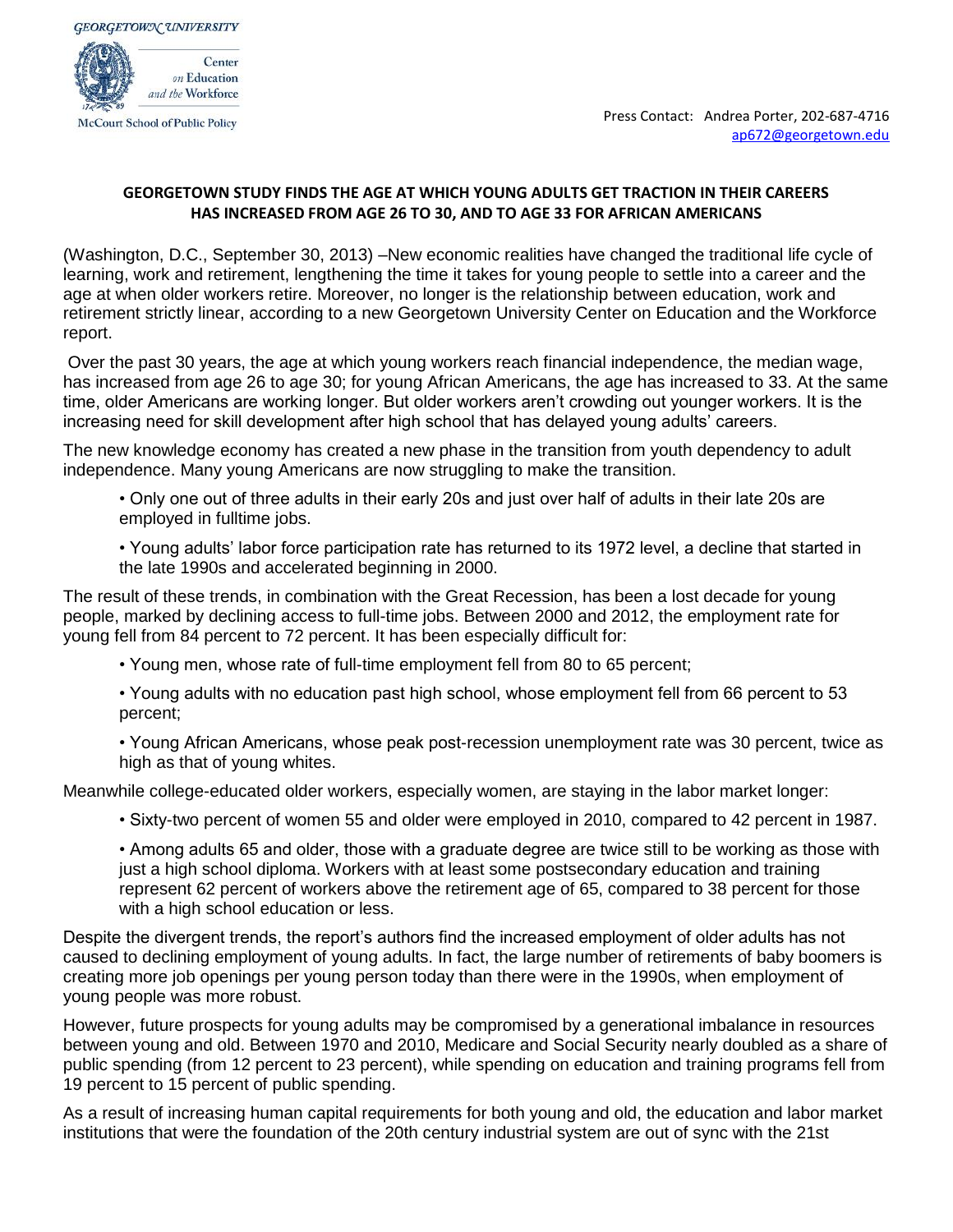GEORGETOWN UNIVERSITY

Center on Education and the Workforce

McCourt School of Public Policy

Press Contact: Andrea Porter, 202-687-4716
ap672@georgetown.edu

**GEORGETOWN STUDY FINDS THE AGE AT WHICH YOUNG ADULTS GET TRACTION IN THEIR CAREERS HAS INCREASED FROM AGE 26 TO 30, AND TO AGE 33 FOR AFRICAN AMERICANS**

(Washington, D.C., September 30, 2013) –New economic realities have changed the traditional life cycle of learning, work and retirement, lengthening the time it takes for young people to settle into a career and the age at when older workers retire. Moreover, no longer is the relationship between education, work and retirement strictly linear, according to a new Georgetown University Center on Education and the Workforce report.

Over the past 30 years, the age at which young workers reach financial independence, the median wage, has increased from age 26 to age 30; for young African Americans, the age has increased to 33. At the same time, older Americans are working longer. But older workers aren't crowding out younger workers. It is the increasing need for skill development after high school that has delayed young adults' careers.

The new knowledge economy has created a new phase in the transition from youth dependency to adult independence. Many young Americans are now struggling to make the transition.

- Only one out of three adults in their early 20s and just over half of adults in their late 20s are employed in fulltime jobs.
- Young adults' labor force participation rate has returned to its 1972 level, a decline that started in the late 1990s and accelerated beginning in 2000.

The result of these trends, in combination with the Great Recession, has been a lost decade for young people, marked by declining access to full-time jobs. Between 2000 and 2012, the employment rate for young fell from 84 percent to 72 percent. It has been especially difficult for:

- Young men, whose rate of full-time employment fell from 80 to 65 percent;
- Young adults with no education past high school, whose employment fell from 66 percent to 53 percent;
- Young African Americans, whose peak post-recession unemployment rate was 30 percent, twice as high as that of young whites.

Meanwhile college-educated older workers, especially women, are staying in the labor market longer:

- Sixty-two percent of women 55 and older were employed in 2010, compared to 42 percent in 1987.
- Among adults 65 and older, those with a graduate degree are twice still to be working as those with just a high school diploma. Workers with at least some postsecondary education and training represent 62 percent of workers above the retirement age of 65, compared to 38 percent for those with a high school education or less.

Despite the divergent trends, the report's authors find the increased employment of older adults has not caused to declining employment of young adults. In fact, the large number of retirements of baby boomers is creating more job openings per young person today than there were in the 1990s, when employment of young people was more robust.

However, future prospects for young adults may be compromised by a generational imbalance in resources between young and old. Between 1970 and 2010, Medicare and Social Security nearly doubled as a share of public spending (from 12 percent to 23 percent), while spending on education and training programs fell from 19 percent to 15 percent of public spending.

As a result of increasing human capital requirements for both young and old, the education and labor market institutions that were the foundation of the 20th century industrial system are out of sync with the 21st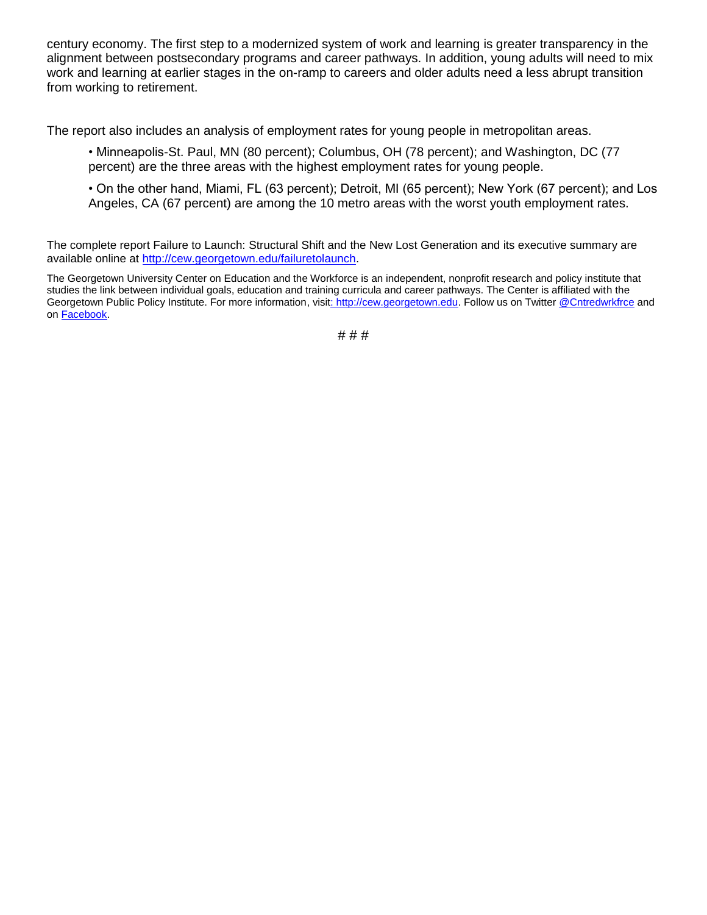century economy. The first step to a modernized system of work and learning is greater transparency in the alignment between postsecondary programs and career pathways. In addition, young adults will need to mix work and learning at earlier stages in the on-ramp to careers and older adults need a less abrupt transition from working to retirement.

The report also includes an analysis of employment rates for young people in metropolitan areas.

- Minneapolis-St. Paul, MN (80 percent); Columbus, OH (78 percent); and Washington, DC (77 percent) are the three areas with the highest employment rates for young people.
- On the other hand, Miami, FL (63 percent); Detroit, MI (65 percent); New York (67 percent); and Los Angeles, CA (67 percent) are among the 10 metro areas with the worst youth employment rates.

The complete report Failure to Launch: Structural Shift and the New Lost Generation and its executive summary are available online at [http://cew.georgetown.edu/failuretolaunch](http://cew.georgetown.edu/failuretolaunch).

The Georgetown University Center on Education and the Workforce is an independent, nonprofit research and policy institute that studies the link between individual goals, education and training curricula and career pathways. The Center is affiliated with the Georgetown Public Policy Institute. For more information, visit: [http://cew.georgetown.edu](http://cew.georgetown.edu). Follow us on Twitter @Cntredwrkfrce and on Facebook.

# # #